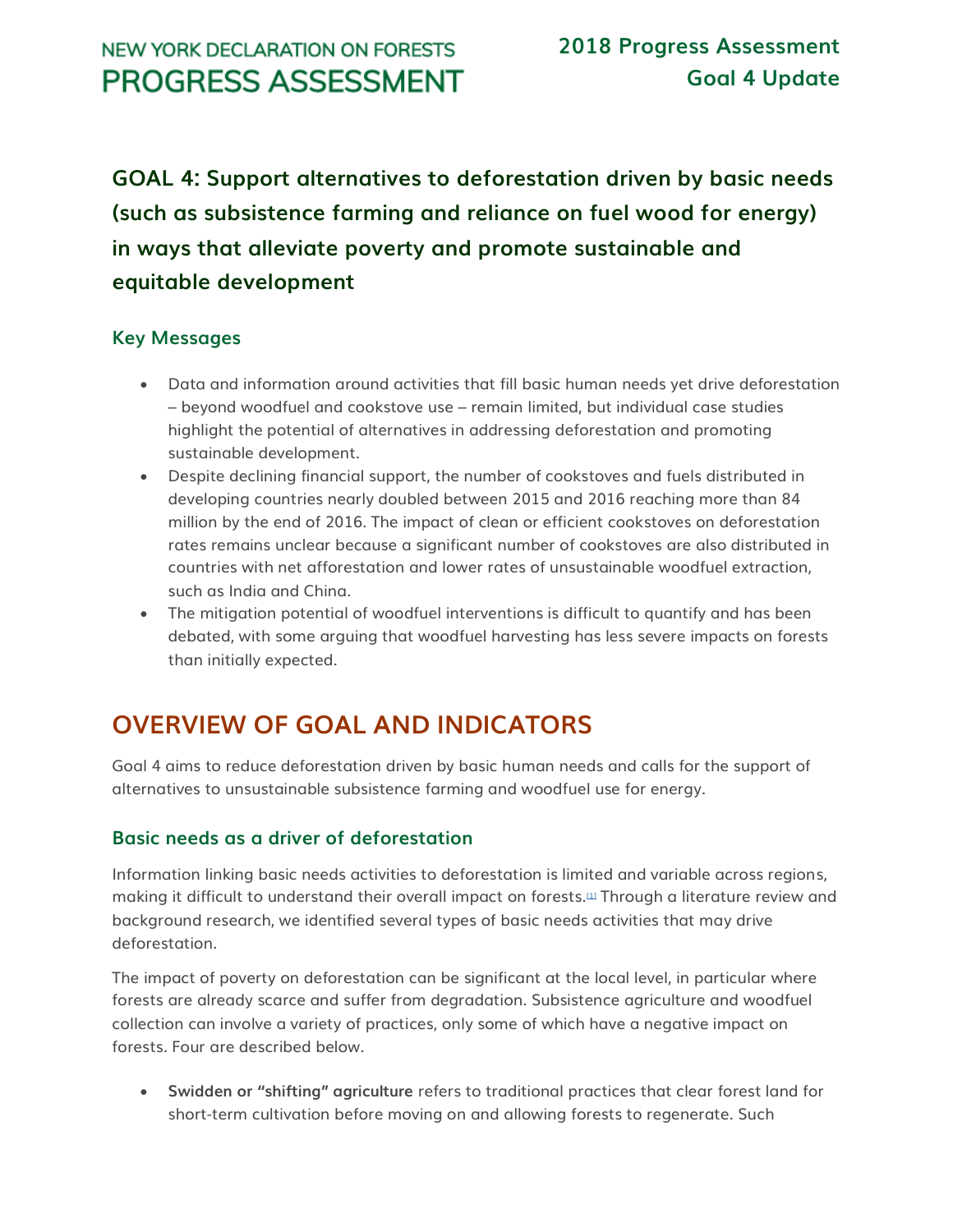# NEW YORK DECLARATION ON FORESTS PROGRESS ASSESSMENT

**2018 Progress Assessment Goal 4 Update**

## GOAL 4: Support alternatives to deforestation driven by basic needs (such as subsistence farming and reliance on fuel wood for energy) in ways that alleviate poverty and promote sustainable and equitable development

### Key Messages

- Data and information around activities that fill basic human needs yet drive deforestation – beyond woodfuel and cookstove use – remain limited, but individual case studies highlight the potential of alternatives in addressing deforestation and promoting sustainable development.
- Despite declining financial support, the number of cookstoves and fuels distributed in developing countries nearly doubled between 2015 and 2016 reaching more than 84 million by the end of 2016. The impact of clean or efficient cookstoves on deforestation rates remains unclear because a significant number of cookstoves are also distributed in countries with net afforestation and lower rates of unsustainable woodfuel extraction, such as India and China.
- The mitigation potential of woodfuel interventions is difficult to quantify and has been debated, with some arguing that woodfuel harvesting has less severe impacts on forests than initially expected.

## OVERVIEW OF GOAL AND INDICATORS

Goal 4 aims to reduce deforestation driven by basic human needs and calls for the support of alternatives to unsustainable subsistence farming and woodfuel use for energy.

### Basic needs as a driver of deforestation

Information linking basic needs activities to deforestation is limited and variable across regions, making it difficult to understand their overall impact on forests.[1] Through a literature review and background research, we identified several types of basic needs activities that may drive deforestation.

The impact of poverty on deforestation can be significant at the local level, in particular where forests are already scarce and suffer from degradation. Subsistence agriculture and woodfuel collection can involve a variety of practices, only some of which have a negative impact on forests. Four are described below.

- **Swidden or "shifting" agriculture** refers to traditional practices that clear forest land for short-term cultivation before moving on and allowing forests to regenerate. Such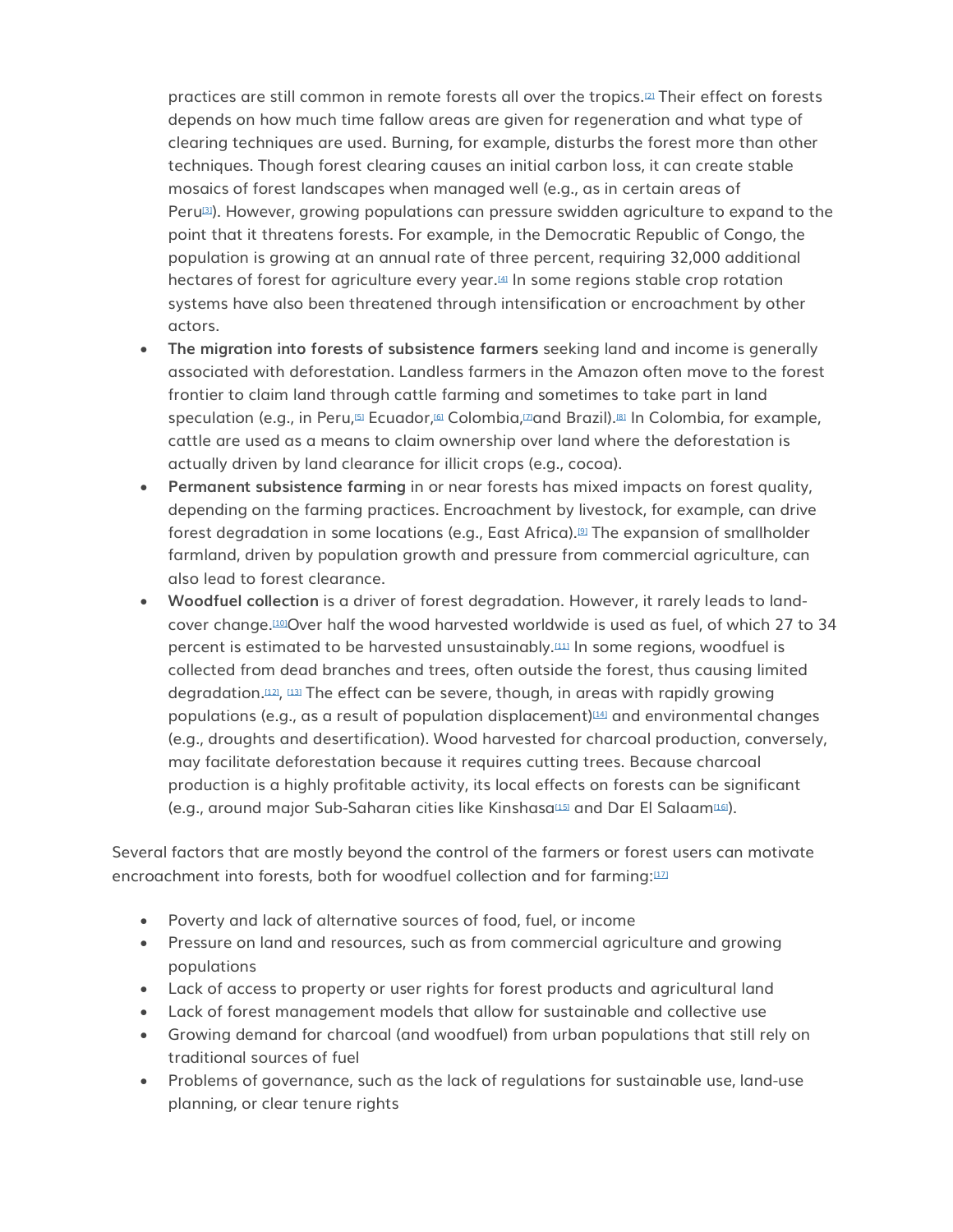practices are still common in remote forests all over the tropics.[2] Their effect on forests depends on how much time fallow areas are given for regeneration and what type of clearing techniques are used. Burning, for example, disturbs the forest more than other techniques. Though forest clearing causes an initial carbon loss, it can create stable mosaics of forest landscapes when managed well (e.g., as in certain areas of Peru[3]). However, growing populations can pressure swidden agriculture to expand to the point that it threatens forests. For example, in the Democratic Republic of Congo, the population is growing at an annual rate of three percent, requiring 32,000 additional hectares of forest for agriculture every year.[4] In some regions stable crop rotation systems have also been threatened through intensification or encroachment by other actors.

- **The migration into forests of subsistence farmers** seeking land and income is generally associated with deforestation. Landless farmers in the Amazon often move to the forest frontier to claim land through cattle farming and sometimes to take part in land speculation (e.g., in Peru,[5] Ecuador,[6] Colombia,[7]and Brazil).[8] In Colombia, for example, cattle are used as a means to claim ownership over land where the deforestation is actually driven by land clearance for illicit crops (e.g., cocoa).
- **Permanent subsistence farming** in or near forests has mixed impacts on forest quality, depending on the farming practices. Encroachment by livestock, for example, can drive forest degradation in some locations (e.g., East Africa).[9] The expansion of smallholder farmland, driven by population growth and pressure from commercial agriculture, can also lead to forest clearance.
- **Woodfuel collection** is a driver of forest degradation. However, it rarely leads to land-cover change.[10]Over half the wood harvested worldwide is used as fuel, of which 27 to 34 percent is estimated to be harvested unsustainably.[11] In some regions, woodfuel is collected from dead branches and trees, often outside the forest, thus causing limited degradation.[12], [13] The effect can be severe, though, in areas with rapidly growing populations (e.g., as a result of population displacement)[14] and environmental changes (e.g., droughts and desertification). Wood harvested for charcoal production, conversely, may facilitate deforestation because it requires cutting trees. Because charcoal production is a highly profitable activity, its local effects on forests can be significant (e.g., around major Sub-Saharan cities like Kinshasa[15] and Dar El Salaam[16]).

Several factors that are mostly beyond the control of the farmers or forest users can motivate encroachment into forests, both for woodfuel collection and for farming:[17]

- Poverty and lack of alternative sources of food, fuel, or income
- Pressure on land and resources, such as from commercial agriculture and growing populations
- Lack of access to property or user rights for forest products and agricultural land
- Lack of forest management models that allow for sustainable and collective use
- Growing demand for charcoal (and woodfuel) from urban populations that still rely on traditional sources of fuel
- Problems of governance, such as the lack of regulations for sustainable use, land-use planning, or clear tenure rights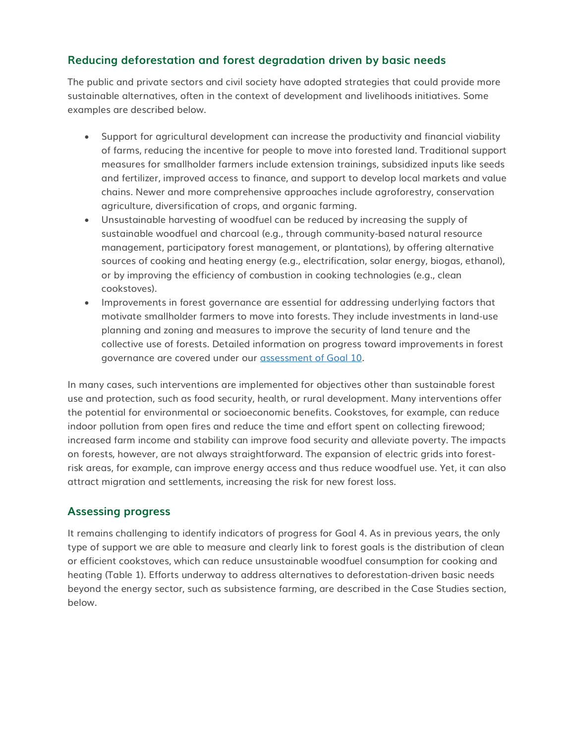## Reducing deforestation and forest degradation driven by basic needs

The public and private sectors and civil society have adopted strategies that could provide more sustainable alternatives, often in the context of development and livelihoods initiatives. Some examples are described below.

- Support for agricultural development can increase the productivity and financial viability of farms, reducing the incentive for people to move into forested land. Traditional support measures for smallholder farmers include extension trainings, subsidized inputs like seeds and fertilizer, improved access to finance, and support to develop local markets and value chains. Newer and more comprehensive approaches include agroforestry, conservation agriculture, diversification of crops, and organic farming.
- Unsustainable harvesting of woodfuel can be reduced by increasing the supply of sustainable woodfuel and charcoal (e.g., through community-based natural resource management, participatory forest management, or plantations), by offering alternative sources of cooking and heating energy (e.g., electrification, solar energy, biogas, ethanol), or by improving the efficiency of combustion in cooking technologies (e.g., clean cookstoves).
- Improvements in forest governance are essential for addressing underlying factors that motivate smallholder farmers to move into forests. They include investments in land-use planning and zoning and measures to improve the security of land tenure and the collective use of forests. Detailed information on progress toward improvements in forest governance are covered under our [assessment of Goal 10](assessment of Goal 10).

In many cases, such interventions are implemented for objectives other than sustainable forest use and protection, such as food security, health, or rural development. Many interventions offer the potential for environmental or socioeconomic benefits. Cookstoves, for example, can reduce indoor pollution from open fires and reduce the time and effort spent on collecting firewood; increased farm income and stability can improve food security and alleviate poverty. The impacts on forests, however, are not always straightforward. The expansion of electric grids into forest-risk areas, for example, can improve energy access and thus reduce woodfuel use. Yet, it can also attract migration and settlements, increasing the risk for new forest loss.

## Assessing progress

It remains challenging to identify indicators of progress for Goal 4. As in previous years, the only type of support we are able to measure and clearly link to forest goals is the distribution of clean or efficient cookstoves, which can reduce unsustainable woodfuel consumption for cooking and heating (Table 1). Efforts underway to address alternatives to deforestation-driven basic needs beyond the energy sector, such as subsistence farming, are described in the Case Studies section, below.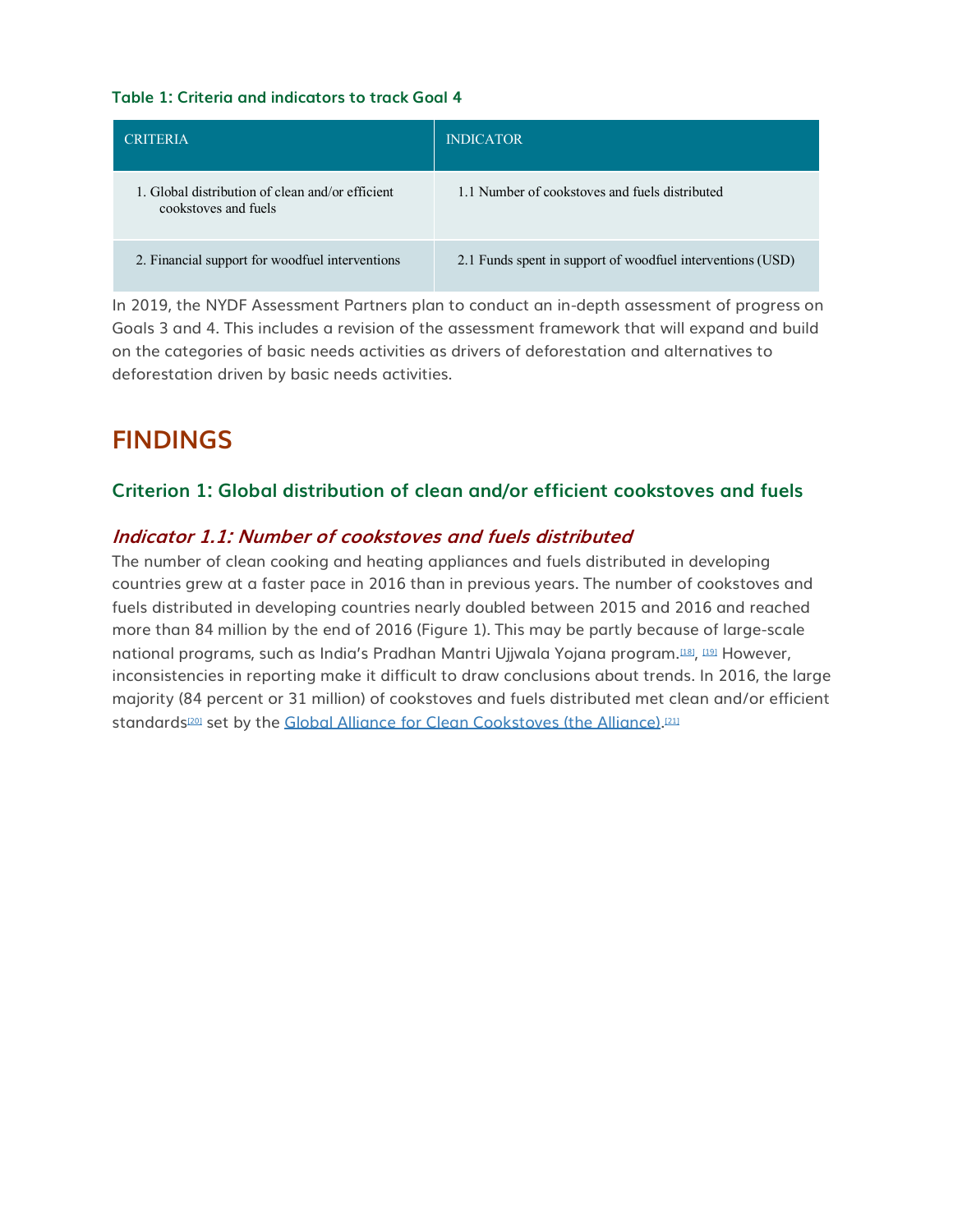**Table 1: Criteria and indicators to track Goal 4**

| CRITERIA | INDICATOR |
|---|---|
| 1. Global distribution of clean and/or efficient cookstoves and fuels | 1.1 Number of cookstoves and fuels distributed |
| 2. Financial support for woodfuel interventions | 2.1 Funds spent in support of woodfuel interventions (USD) |

In 2019, the NYDF Assessment Partners plan to conduct an in-depth assessment of progress on Goals 3 and 4. This includes a revision of the assessment framework that will expand and build on the categories of basic needs activities as drivers of deforestation and alternatives to deforestation driven by basic needs activities.

# FINDINGS

## Criterion 1: Global distribution of clean and/or efficient cookstoves and fuels

### *Indicator 1.1: Number of cookstoves and fuels distributed*

The number of clean cooking and heating appliances and fuels distributed in developing countries grew at a faster pace in 2016 than in previous years. The number of cookstoves and fuels distributed in developing countries nearly doubled between 2015 and 2016 and reached more than 84 million by the end of 2016 (Figure 1). This may be partly because of large-scale national programs, such as India's Pradhan Mantri Ujjwala Yojana program.[18], [19] However, inconsistencies in reporting make it difficult to draw conclusions about trends. In 2016, the large majority (84 percent or 31 million) of cookstoves and fuels distributed met clean and/or efficient standards[20] set by the Global Alliance for Clean Cookstoves (the Alliance).[21]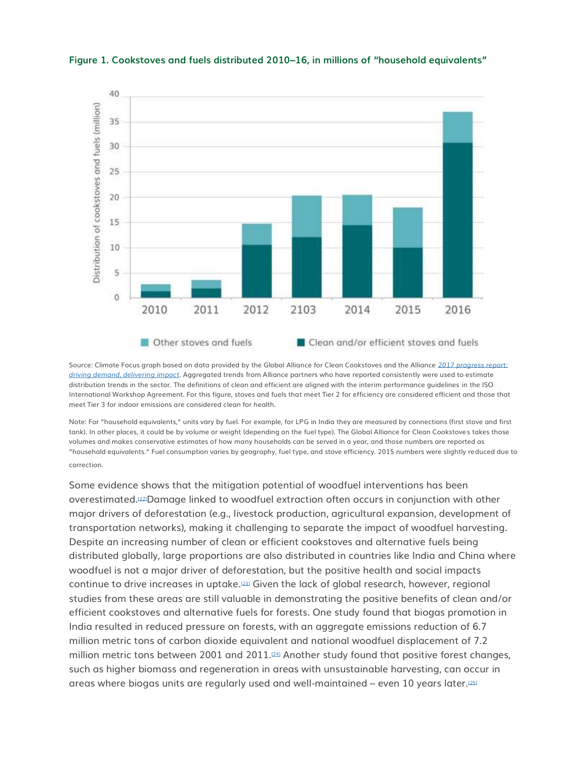**Figure 1. Cookstoves and fuels distributed 2010–16, in millions of "household equivalents"**

Source: Climate Focus graph based on data provided by the Global Alliance for Clean Cookstoves and the Alliance *2017 progress report: driving demand, delivering impact*. Aggregated trends from Alliance partners who have reported consistently were used to estimate distribution trends in the sector. The definitions of clean and efficient are aligned with the interim performance guidelines in the ISO International Workshop Agreement. For this figure, stoves and fuels that meet Tier 2 for efficiency are considered efficient and those that meet Tier 3 for indoor emissions are considered clean for health.

Note: For "household equivalents," units vary by fuel. For example, for LPG in India they are measured by connections (first stove and first tank). In other places, it could be by volume or weight (depending on the fuel type). The Global Alliance for Clean Cookstoves takes those volumes and makes conservative estimates of how many households can be served in a year, and those numbers are reported as "household equivalents." Fuel consumption varies by geography, fuel type, and stove efficiency. 2015 numbers were slightly reduced due to correction.

Some evidence shows that the mitigation potential of woodfuel interventions has been overestimated.[22] Damage linked to woodfuel extraction often occurs in conjunction with other major drivers of deforestation (e.g., livestock production, agricultural expansion, development of transportation networks), making it challenging to separate the impact of woodfuel harvesting. Despite an increasing number of clean or efficient cookstoves and alternative fuels being distributed globally, large proportions are also distributed in countries like India and China where woodfuel is not a major driver of deforestation, but the positive health and social impacts continue to drive increases in uptake.[23] Given the lack of global research, however, regional studies from these areas are still valuable in demonstrating the positive benefits of clean and/or efficient cookstoves and alternative fuels for forests. One study found that biogas promotion in India resulted in reduced pressure on forests, with an aggregate emissions reduction of 6.7 million metric tons of carbon dioxide equivalent and national woodfuel displacement of 7.2 million metric tons between 2001 and 2011.[24] Another study found that positive forest changes, such as higher biomass and regeneration in areas with unsustainable harvesting, can occur in areas where biogas units are regularly used and well-maintained – even 10 years later.[25]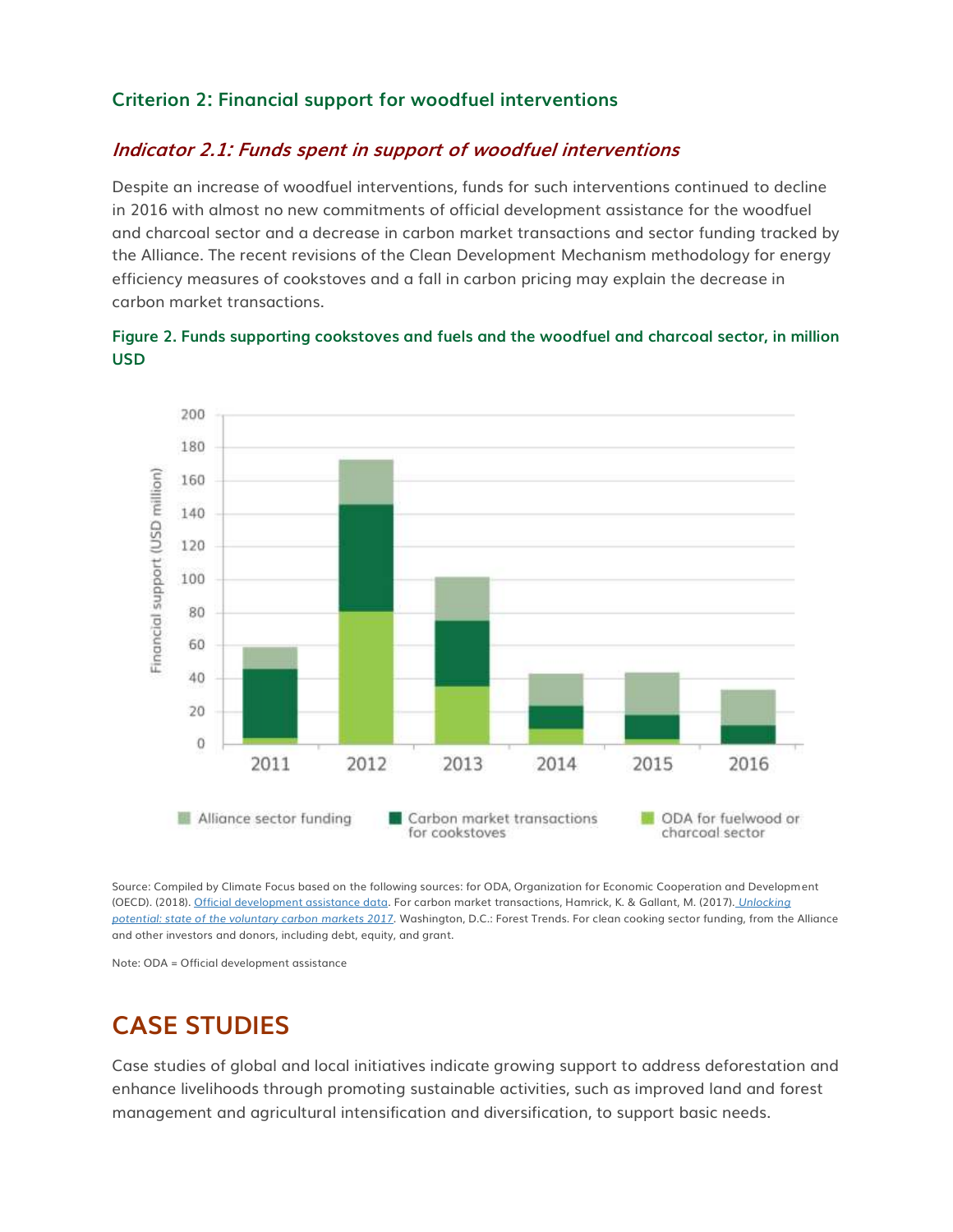### Criterion 2: Financial support for woodfuel interventions

#### *Indicator 2.1: Funds spent in support of woodfuel interventions*

Despite an increase of woodfuel interventions, funds for such interventions continued to decline in 2016 with almost no new commitments of official development assistance for the woodfuel and charcoal sector and a decrease in carbon market transactions and sector funding tracked by the Alliance. The recent revisions of the Clean Development Mechanism methodology for energy efficiency measures of cookstoves and a fall in carbon pricing may explain the decrease in carbon market transactions.

**Figure 2. Funds supporting cookstoves and fuels and the woodfuel and charcoal sector, in million USD**

Source: Compiled by Climate Focus based on the following sources: for ODA, Organization for Economic Cooperation and Development (OECD). (2018). [Official development assistance data](). For carbon market transactions, Hamrick, K. & Gallant, M. (2017). [*Unlocking potential: state of the voluntary carbon markets 2017*](). Washington, D.C.: Forest Trends. For clean cooking sector funding, from the Alliance and other investors and donors, including debt, equity, and grant.

Note: ODA = Official development assistance

## CASE STUDIES

Case studies of global and local initiatives indicate growing support to address deforestation and enhance livelihoods through promoting sustainable activities, such as improved land and forest management and agricultural intensification and diversification, to support basic needs.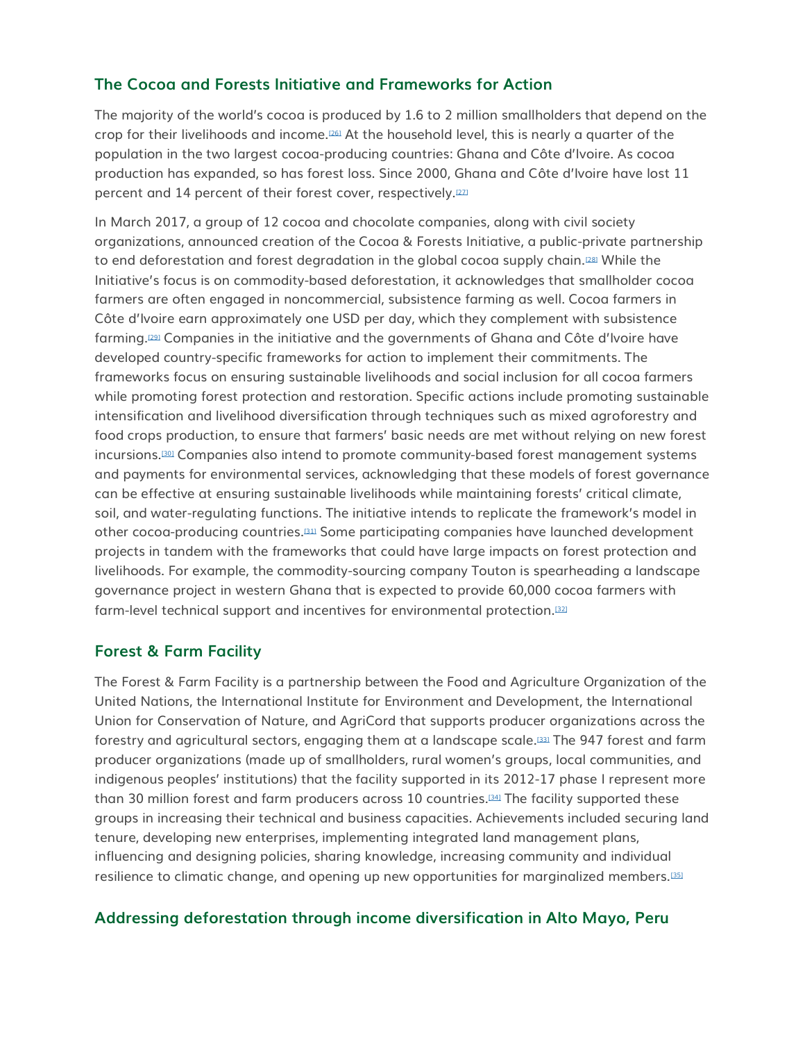## The Cocoa and Forests Initiative and Frameworks for Action

The majority of the world's cocoa is produced by 1.6 to 2 million smallholders that depend on the crop for their livelihoods and income.[26] At the household level, this is nearly a quarter of the population in the two largest cocoa-producing countries: Ghana and Côte d'Ivoire. As cocoa production has expanded, so has forest loss. Since 2000, Ghana and Côte d'Ivoire have lost 11 percent and 14 percent of their forest cover, respectively.[27]

In March 2017, a group of 12 cocoa and chocolate companies, along with civil society organizations, announced creation of the Cocoa & Forests Initiative, a public-private partnership to end deforestation and forest degradation in the global cocoa supply chain.[28] While the Initiative's focus is on commodity-based deforestation, it acknowledges that smallholder cocoa farmers are often engaged in noncommercial, subsistence farming as well. Cocoa farmers in Côte d'Ivoire earn approximately one USD per day, which they complement with subsistence farming.[29] Companies in the initiative and the governments of Ghana and Côte d'Ivoire have developed country-specific frameworks for action to implement their commitments. The frameworks focus on ensuring sustainable livelihoods and social inclusion for all cocoa farmers while promoting forest protection and restoration. Specific actions include promoting sustainable intensification and livelihood diversification through techniques such as mixed agroforestry and food crops production, to ensure that farmers' basic needs are met without relying on new forest incursions.[30] Companies also intend to promote community-based forest management systems and payments for environmental services, acknowledging that these models of forest governance can be effective at ensuring sustainable livelihoods while maintaining forests' critical climate, soil, and water-regulating functions. The initiative intends to replicate the framework's model in other cocoa-producing countries.[31] Some participating companies have launched development projects in tandem with the frameworks that could have large impacts on forest protection and livelihoods. For example, the commodity-sourcing company Touton is spearheading a landscape governance project in western Ghana that is expected to provide 60,000 cocoa farmers with farm-level technical support and incentives for environmental protection.[32]

## Forest & Farm Facility

The Forest & Farm Facility is a partnership between the Food and Agriculture Organization of the United Nations, the International Institute for Environment and Development, the International Union for Conservation of Nature, and AgriCord that supports producer organizations across the forestry and agricultural sectors, engaging them at a landscape scale.[33] The 947 forest and farm producer organizations (made up of smallholders, rural women's groups, local communities, and indigenous peoples' institutions) that the facility supported in its 2012-17 phase I represent more than 30 million forest and farm producers across 10 countries.[34] The facility supported these groups in increasing their technical and business capacities. Achievements included securing land tenure, developing new enterprises, implementing integrated land management plans, influencing and designing policies, sharing knowledge, increasing community and individual resilience to climatic change, and opening up new opportunities for marginalized members.[35]

## Addressing deforestation through income diversification in Alto Mayo, Peru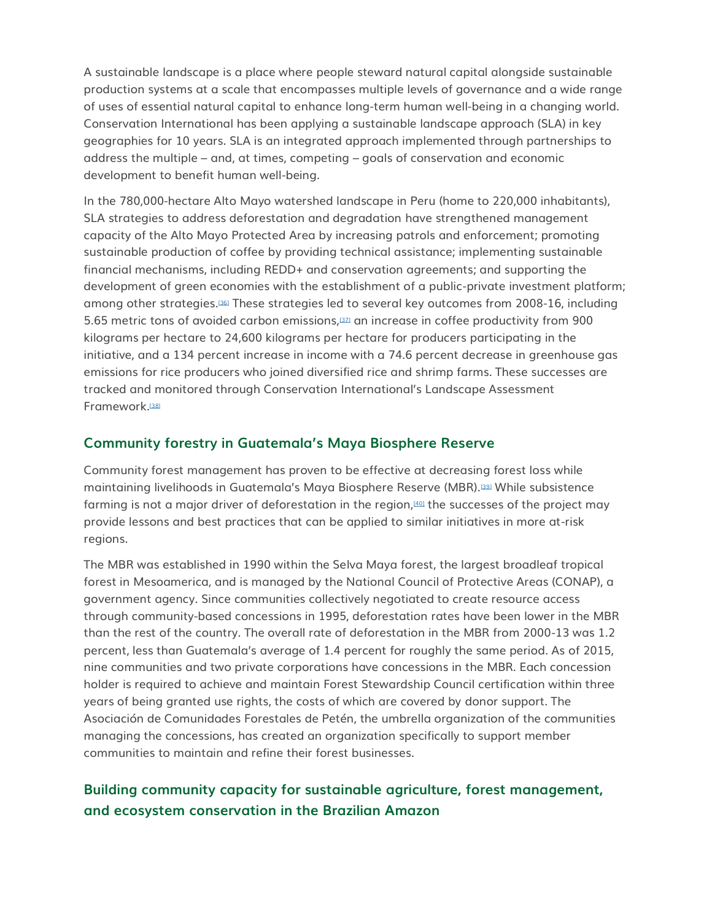A sustainable landscape is a place where people steward natural capital alongside sustainable production systems at a scale that encompasses multiple levels of governance and a wide range of uses of essential natural capital to enhance long-term human well-being in a changing world. Conservation International has been applying a sustainable landscape approach (SLA) in key geographies for 10 years. SLA is an integrated approach implemented through partnerships to address the multiple – and, at times, competing – goals of conservation and economic development to benefit human well-being.

In the 780,000-hectare Alto Mayo watershed landscape in Peru (home to 220,000 inhabitants), SLA strategies to address deforestation and degradation have strengthened management capacity of the Alto Mayo Protected Area by increasing patrols and enforcement; promoting sustainable production of coffee by providing technical assistance; implementing sustainable financial mechanisms, including REDD+ and conservation agreements; and supporting the development of green economies with the establishment of a public-private investment platform; among other strategies.[36] These strategies led to several key outcomes from 2008-16, including 5.65 metric tons of avoided carbon emissions,[37] an increase in coffee productivity from 900 kilograms per hectare to 24,600 kilograms per hectare for producers participating in the initiative, and a 134 percent increase in income with a 74.6 percent decrease in greenhouse gas emissions for rice producers who joined diversified rice and shrimp farms. These successes are tracked and monitored through Conservation International's Landscape Assessment Framework.[38]

## Community forestry in Guatemala's Maya Biosphere Reserve

Community forest management has proven to be effective at decreasing forest loss while maintaining livelihoods in Guatemala's Maya Biosphere Reserve (MBR).[39] While subsistence farming is not a major driver of deforestation in the region,[40] the successes of the project may provide lessons and best practices that can be applied to similar initiatives in more at-risk regions.

The MBR was established in 1990 within the Selva Maya forest, the largest broadleaf tropical forest in Mesoamerica, and is managed by the National Council of Protective Areas (CONAP), a government agency. Since communities collectively negotiated to create resource access through community-based concessions in 1995, deforestation rates have been lower in the MBR than the rest of the country. The overall rate of deforestation in the MBR from 2000-13 was 1.2 percent, less than Guatemala's average of 1.4 percent for roughly the same period. As of 2015, nine communities and two private corporations have concessions in the MBR. Each concession holder is required to achieve and maintain Forest Stewardship Council certification within three years of being granted use rights, the costs of which are covered by donor support. The Asociación de Comunidades Forestales de Petén, the umbrella organization of the communities managing the concessions, has created an organization specifically to support member communities to maintain and refine their forest businesses.

## Building community capacity for sustainable agriculture, forest management, and ecosystem conservation in the Brazilian Amazon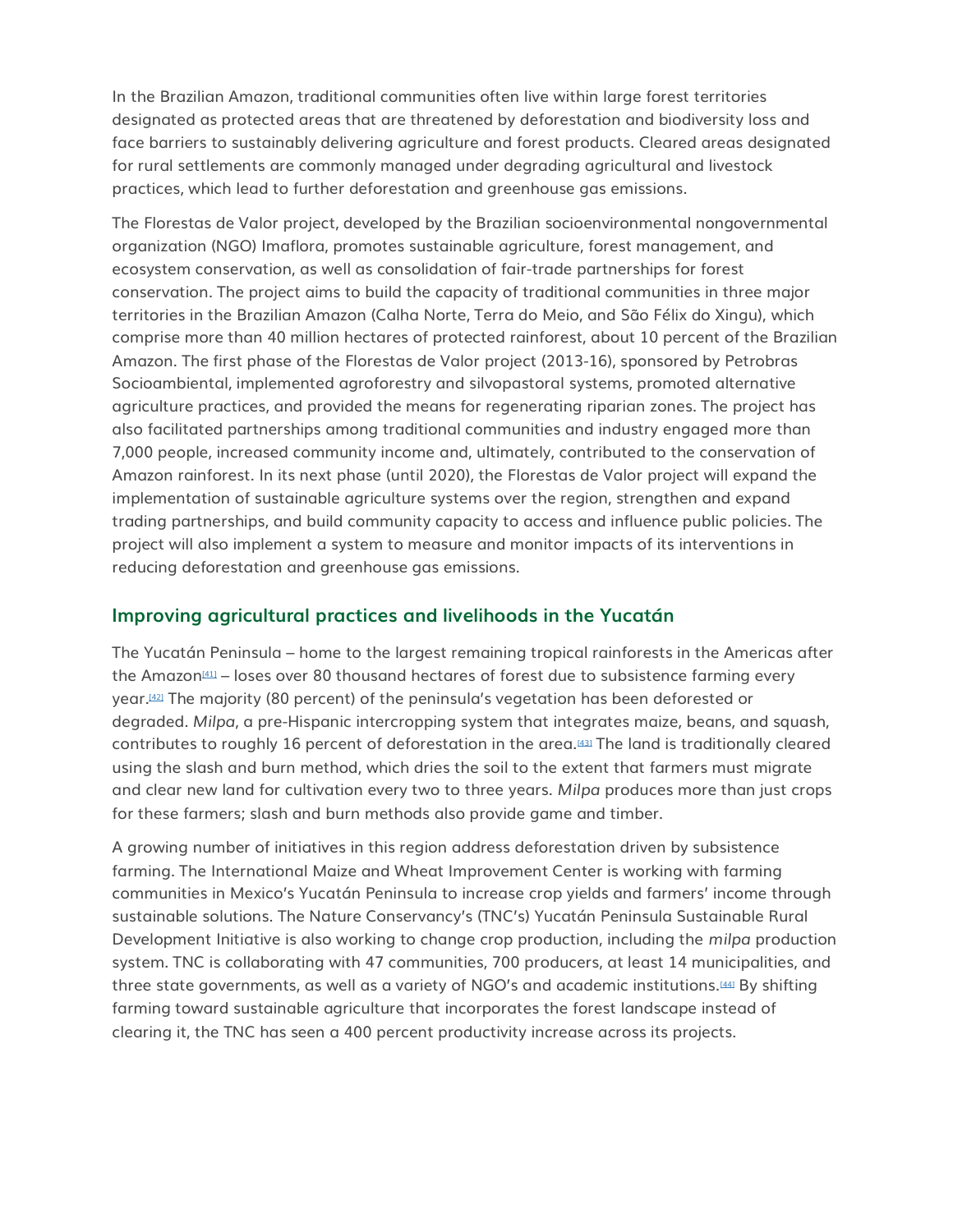In the Brazilian Amazon, traditional communities often live within large forest territories designated as protected areas that are threatened by deforestation and biodiversity loss and face barriers to sustainably delivering agriculture and forest products. Cleared areas designated for rural settlements are commonly managed under degrading agricultural and livestock practices, which lead to further deforestation and greenhouse gas emissions.

The Florestas de Valor project, developed by the Brazilian socioenvironmental nongovernmental organization (NGO) Imaflora, promotes sustainable agriculture, forest management, and ecosystem conservation, as well as consolidation of fair-trade partnerships for forest conservation. The project aims to build the capacity of traditional communities in three major territories in the Brazilian Amazon (Calha Norte, Terra do Meio, and São Félix do Xingu), which comprise more than 40 million hectares of protected rainforest, about 10 percent of the Brazilian Amazon. The first phase of the Florestas de Valor project (2013-16), sponsored by Petrobras Socioambiental, implemented agroforestry and silvopastoral systems, promoted alternative agriculture practices, and provided the means for regenerating riparian zones. The project has also facilitated partnerships among traditional communities and industry engaged more than 7,000 people, increased community income and, ultimately, contributed to the conservation of Amazon rainforest. In its next phase (until 2020), the Florestas de Valor project will expand the implementation of sustainable agriculture systems over the region, strengthen and expand trading partnerships, and build community capacity to access and influence public policies. The project will also implement a system to measure and monitor impacts of its interventions in reducing deforestation and greenhouse gas emissions.

## Improving agricultural practices and livelihoods in the Yucatán

The Yucatán Peninsula – home to the largest remaining tropical rainforests in the Americas after the Amazon[41] – loses over 80 thousand hectares of forest due to subsistence farming every year.[42] The majority (80 percent) of the peninsula's vegetation has been deforested or degraded. *Milpa*, a pre-Hispanic intercropping system that integrates maize, beans, and squash, contributes to roughly 16 percent of deforestation in the area.[43] The land is traditionally cleared using the slash and burn method, which dries the soil to the extent that farmers must migrate and clear new land for cultivation every two to three years. *Milpa* produces more than just crops for these farmers; slash and burn methods also provide game and timber.

A growing number of initiatives in this region address deforestation driven by subsistence farming. The International Maize and Wheat Improvement Center is working with farming communities in Mexico's Yucatán Peninsula to increase crop yields and farmers' income through sustainable solutions. The Nature Conservancy's (TNC's) Yucatán Peninsula Sustainable Rural Development Initiative is also working to change crop production, including the *milpa* production system. TNC is collaborating with 47 communities, 700 producers, at least 14 municipalities, and three state governments, as well as a variety of NGO's and academic institutions.[44] By shifting farming toward sustainable agriculture that incorporates the forest landscape instead of clearing it, the TNC has seen a 400 percent productivity increase across its projects.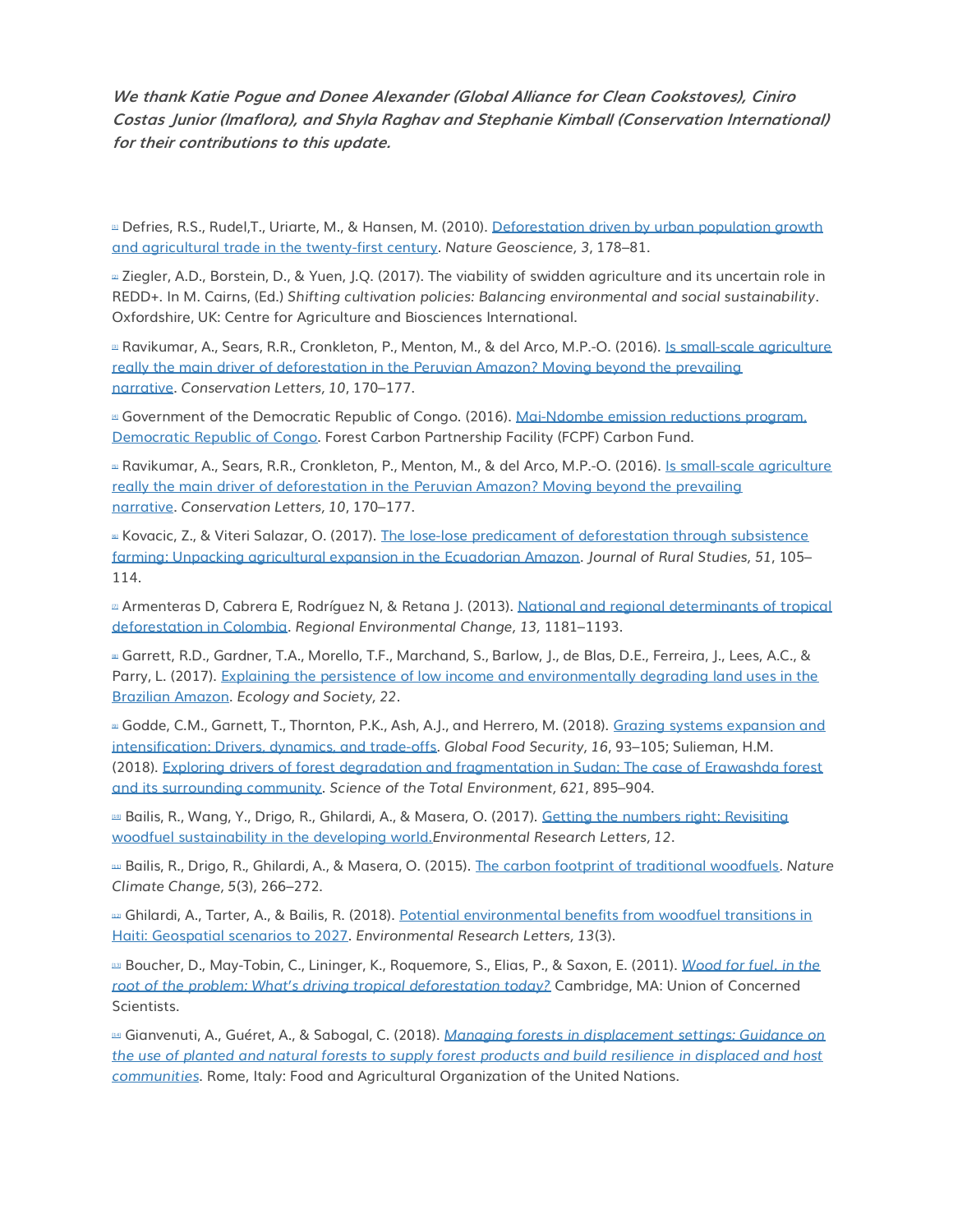***We thank Katie Pogue and Donee Alexander (Global Alliance for Clean Cookstoves), Ciniro Costas Junior (Imaflora), and Shyla Raghav and Stephanie Kimball (Conservation International) for their contributions to this update.***

[1] Defries, R.S., Rudel,T., Uriarte, M., & Hansen, M. (2010). Deforestation driven by urban population growth and agricultural trade in the twenty-first century. *Nature Geoscience, 3*, 178–81.

[2] Ziegler, A.D., Borstein, D., & Yuen, J.Q. (2017). The viability of swidden agriculture and its uncertain role in REDD+. In M. Cairns, (Ed.) *Shifting cultivation policies: Balancing environmental and social sustainability*. Oxfordshire, UK: Centre for Agriculture and Biosciences International.

[3] Ravikumar, A., Sears, R.R., Cronkleton, P., Menton, M., & del Arco, M.P.-O. (2016). Is small-scale agriculture really the main driver of deforestation in the Peruvian Amazon? Moving beyond the prevailing narrative. *Conservation Letters, 10*, 170–177.

[4] Government of the Democratic Republic of Congo. (2016). Mai-Ndombe emission reductions program, Democratic Republic of Congo. Forest Carbon Partnership Facility (FCPF) Carbon Fund.

[5] Ravikumar, A., Sears, R.R., Cronkleton, P., Menton, M., & del Arco, M.P.-O. (2016). Is small-scale agriculture really the main driver of deforestation in the Peruvian Amazon? Moving beyond the prevailing narrative. *Conservation Letters, 10*, 170–177.

[6] Kovacic, Z., & Viteri Salazar, O. (2017). The lose-lose predicament of deforestation through subsistence farming: Unpacking agricultural expansion in the Ecuadorian Amazon. *Journal of Rural Studies, 51*, 105–114.

[7] Armenteras D, Cabrera E, Rodríguez N, & Retana J. (2013). National and regional determinants of tropical deforestation in Colombia. *Regional Environmental Change, 13*, 1181–1193.

[8] Garrett, R.D., Gardner, T.A., Morello, T.F., Marchand, S., Barlow, J., de Blas, D.E., Ferreira, J., Lees, A.C., & Parry, L. (2017). Explaining the persistence of low income and environmentally degrading land uses in the Brazilian Amazon. *Ecology and Society, 22*.

[9] Godde, C.M., Garnett, T., Thornton, P.K., Ash, A.J., and Herrero, M. (2018). Grazing systems expansion and intensification: Drivers, dynamics, and trade-offs. *Global Food Security, 16*, 93–105; Sulieman, H.M. (2018). Exploring drivers of forest degradation and fragmentation in Sudan: The case of Erawashda forest and its surrounding community. *Science of the Total Environment, 621*, 895–904.

[10] Bailis, R., Wang, Y., Drigo, R., Ghilardi, A., & Masera, O. (2017). Getting the numbers right: Revisiting woodfuel sustainability in the developing world.*Environmental Research Letters, 12*.

[11] Bailis, R., Drigo, R., Ghilardi, A., & Masera, O. (2015). The carbon footprint of traditional woodfuels. *Nature Climate Change, 5*(3), 266–272.

[12] Ghilardi, A., Tarter, A., & Bailis, R. (2018). Potential environmental benefits from woodfuel transitions in Haiti: Geospatial scenarios to 2027. *Environmental Research Letters, 13*(3).

[13] Boucher, D., May-Tobin, C., Lininger, K., Roquemore, S., Elias, P., & Saxon, E. (2011). *Wood for fuel, in the root of the problem: What's driving tropical deforestation today?* Cambridge, MA: Union of Concerned Scientists.

[14] Gianvenuti, A., Guéret, A., & Sabogal, C. (2018). *Managing forests in displacement settings: Guidance on the use of planted and natural forests to supply forest products and build resilience in displaced and host communities*. Rome, Italy: Food and Agricultural Organization of the United Nations.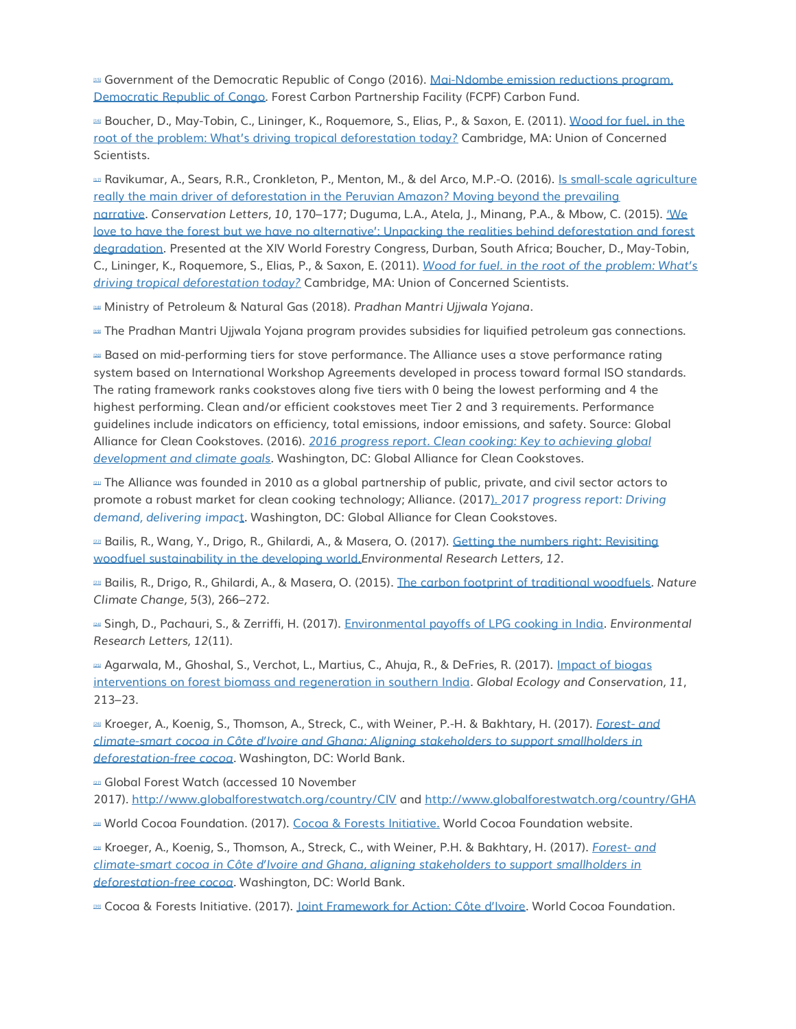[15] Government of the Democratic Republic of Congo (2016). Mai-Ndombe emission reductions program, Democratic Republic of Congo. Forest Carbon Partnership Facility (FCPF) Carbon Fund.

[16] Boucher, D., May-Tobin, C., Lininger, K., Roquemore, S., Elias, P., & Saxon, E. (2011). Wood for fuel. in the root of the problem: What's driving tropical deforestation today? Cambridge, MA: Union of Concerned Scientists.

[17] Ravikumar, A., Sears, R.R., Cronkleton, P., Menton, M., & del Arco, M.P.-O. (2016). Is small-scale agriculture really the main driver of deforestation in the Peruvian Amazon? Moving beyond the prevailing narrative. *Conservation Letters, 10*, 170–177; Duguma, L.A., Atela, J., Minang, P.A., & Mbow, C. (2015). 'We love to have the forest but we have no alternative': Unpacking the realities behind deforestation and forest degradation. Presented at the XIV World Forestry Congress, Durban, South Africa; Boucher, D., May-Tobin, C., Lininger, K., Roquemore, S., Elias, P., & Saxon, E. (2011). *Wood for fuel. in the root of the problem: What's driving tropical deforestation today?* Cambridge, MA: Union of Concerned Scientists.

[18] Ministry of Petroleum & Natural Gas (2018). *Pradhan Mantri Ujjwala Yojana*.

[19] The Pradhan Mantri Ujjwala Yojana program provides subsidies for liquified petroleum gas connections.

[20] Based on mid-performing tiers for stove performance. The Alliance uses a stove performance rating system based on International Workshop Agreements developed in process toward formal ISO standards. The rating framework ranks cookstoves along five tiers with 0 being the lowest performing and 4 the highest performing. Clean and/or efficient cookstoves meet Tier 2 and 3 requirements. Performance guidelines include indicators on efficiency, total emissions, indoor emissions, and safety. Source: Global Alliance for Clean Cookstoves. (2016). *2016 progress report. Clean cooking: Key to achieving global development and climate goals*. Washington, DC: Global Alliance for Clean Cookstoves.

[21] The Alliance was founded in 2010 as a global partnership of public, private, and civil sector actors to promote a robust market for clean cooking technology; Alliance. (2017). *2017 progress report: Driving demand, delivering impact*. Washington, DC: Global Alliance for Clean Cookstoves.

[22] Bailis, R., Wang, Y., Drigo, R., Ghilardi, A., & Masera, O. (2017). Getting the numbers right: Revisiting woodfuel sustainability in the developing world. *Environmental Research Letters, 12*.

[23] Bailis, R., Drigo, R., Ghilardi, A., & Masera, O. (2015). The carbon footprint of traditional woodfuels. *Nature Climate Change, 5*(3), 266–272.

[24] Singh, D., Pachauri, S., & Zerriffi, H. (2017). Environmental payoffs of LPG cooking in India. *Environmental Research Letters, 12*(11).

[25] Agarwala, M., Ghoshal, S., Verchot, L., Martius, C., Ahuja, R., & DeFries, R. (2017). Impact of biogas interventions on forest biomass and regeneration in southern India. *Global Ecology and Conservation, 11*, 213–23.

[26] Kroeger, A., Koenig, S., Thomson, A., Streck, C., with Weiner, P.-H. & Bakhtary, H. (2017). *Forest- and climate-smart cocoa in Côte d'Ivoire and Ghana: Aligning stakeholders to support smallholders in deforestation-free cocoa*. Washington, DC: World Bank.

[27] Global Forest Watch (accessed 10 November 2017). http://www.globalforestwatch.org/country/CIV and http://www.globalforestwatch.org/country/GHA

[28] World Cocoa Foundation. (2017). Cocoa & Forests Initiative. World Cocoa Foundation website.

[29] Kroeger, A., Koenig, S., Thomson, A., Streck, C., with Weiner, P.H. & Bakhtary, H. (2017). *Forest- and climate-smart cocoa in Côte d'Ivoire and Ghana, aligning stakeholders to support smallholders in deforestation-free cocoa*. Washington, DC: World Bank.

[30] Cocoa & Forests Initiative. (2017). Joint Framework for Action: Côte d'Ivoire. World Cocoa Foundation.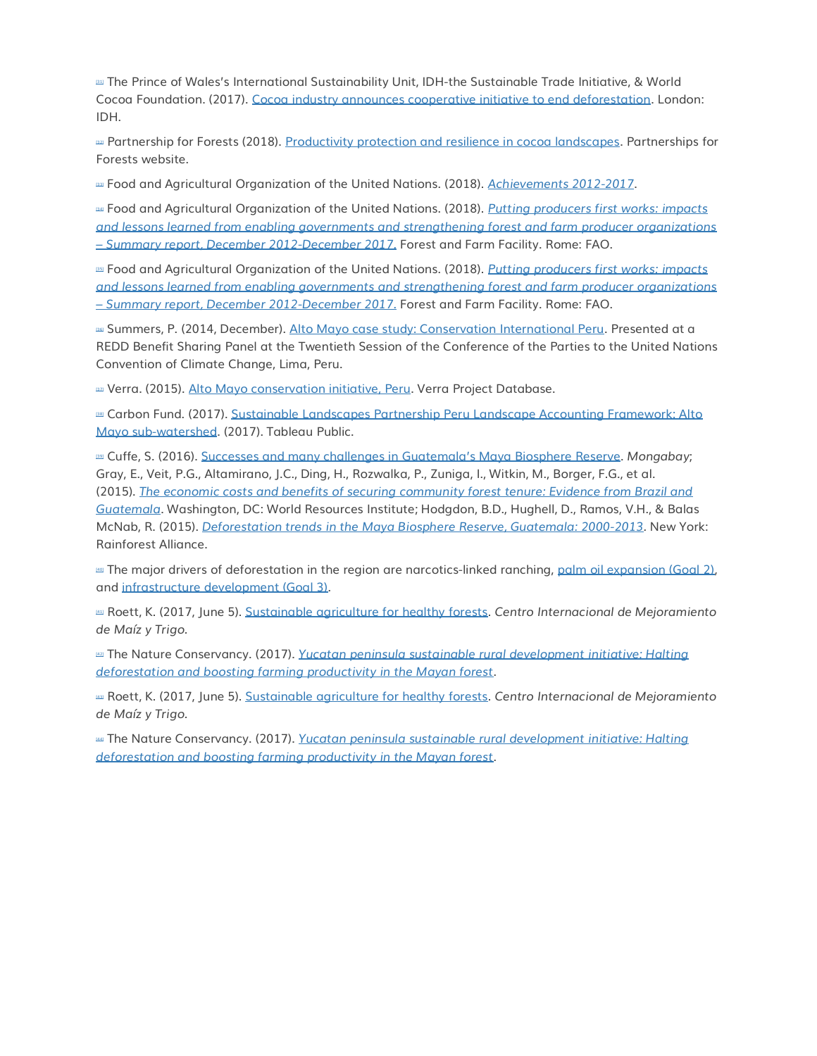[31] The Prince of Wales's International Sustainability Unit, IDH-the Sustainable Trade Initiative, & World Cocoa Foundation. (2017). Cocoa industry announces cooperative initiative to end deforestation. London: IDH.

[32] Partnership for Forests (2018). Productivity protection and resilience in cocoa landscapes. Partnerships for Forests website.

[33] Food and Agricultural Organization of the United Nations. (2018). *Achievements 2012-2017*.

[34] Food and Agricultural Organization of the United Nations. (2018). *Putting producers first works: impacts and lessons learned from enabling governments and strengthening forest and farm producer organizations – Summary report, December 2012-December 2017.* Forest and Farm Facility. Rome: FAO.

[35] Food and Agricultural Organization of the United Nations. (2018). *Putting producers first works: impacts and lessons learned from enabling governments and strengthening forest and farm producer organizations – Summary report, December 2012-December 2017.* Forest and Farm Facility. Rome: FAO.

[36] Summers, P. (2014, December). Alto Mayo case study: Conservation International Peru. Presented at a REDD Benefit Sharing Panel at the Twentieth Session of the Conference of the Parties to the United Nations Convention of Climate Change, Lima, Peru.

[37] Verra. (2015). Alto Mayo conservation initiative, Peru. Verra Project Database.

[38] Carbon Fund. (2017). Sustainable Landscapes Partnership Peru Landscape Accounting Framework: Alto Mayo sub-watershed. (2017). Tableau Public.

[39] Cuffe, S. (2016). Successes and many challenges in Guatemala's Maya Biosphere Reserve. *Mongabay*; Gray, E., Veit, P.G., Altamirano, J.C., Ding, H., Rozwalka, P., Zuniga, I., Witkin, M., Borger, F.G., et al. (2015). *The economic costs and benefits of securing community forest tenure: Evidence from Brazil and Guatemala*. Washington, DC: World Resources Institute; Hodgdon, B.D., Hughell, D., Ramos, V.H., & Balas McNab, R. (2015). *Deforestation trends in the Maya Biosphere Reserve, Guatemala: 2000-2013*. New York: Rainforest Alliance.

[40] The major drivers of deforestation in the region are narcotics-linked ranching, palm oil expansion (Goal 2), and infrastructure development (Goal 3).

[41] Roett, K. (2017, June 5). Sustainable agriculture for healthy forests. *Centro Internacional de Mejoramiento de Maíz y Trigo.*

[42] The Nature Conservancy. (2017). *Yucatan peninsula sustainable rural development initiative: Halting deforestation and boosting farming productivity in the Mayan forest*.

[43] Roett, K. (2017, June 5). Sustainable agriculture for healthy forests. *Centro Internacional de Mejoramiento de Maíz y Trigo.*

[44] The Nature Conservancy. (2017). *Yucatan peninsula sustainable rural development initiative: Halting deforestation and boosting farming productivity in the Mayan forest*.